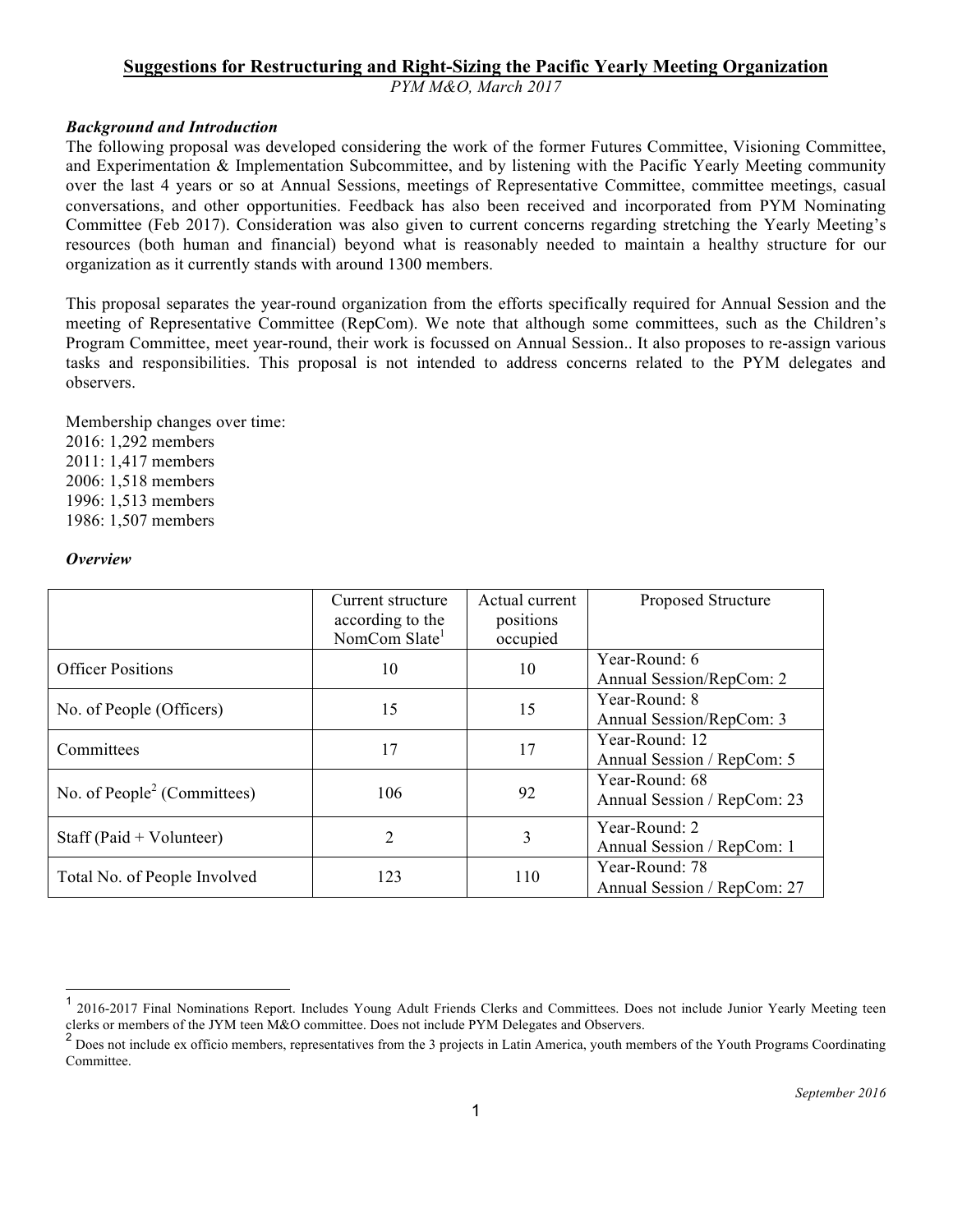# Suggestions for Restructuring and Right-Sizing the Pacific Yearly Meeting Organization

*PYM M&O, March 2017*

***Background and Introduction***

The following proposal was developed considering the work of the former Futures Committee, Visioning Committee, and Experimentation & Implementation Subcommittee, and by listening with the Pacific Yearly Meeting community over the last 4 years or so at Annual Sessions, meetings of Representative Committee, committee meetings, casual conversations, and other opportunities. Feedback has also been received and incorporated from PYM Nominating Committee (Feb 2017). Consideration was also given to current concerns regarding stretching the Yearly Meeting's resources (both human and financial) beyond what is reasonably needed to maintain a healthy structure for our organization as it currently stands with around 1300 members.

This proposal separates the year-round organization from the efforts specifically required for Annual Session and the meeting of Representative Committee (RepCom). We note that although some committees, such as the Children's Program Committee, meet year-round, their work is focussed on Annual Session.. It also proposes to re-assign various tasks and responsibilities. This proposal is not intended to address concerns related to the PYM delegates and observers.

Membership changes over time:
2016: 1,292 members
2011: 1,417 members
2006: 1,518 members
1996: 1,513 members
1986: 1,507 members

***Overview***

| | Current structure according to the NomCom Slate[1] | Actual current positions occupied | Proposed Structure |
|---|---|---|---|
| Officer Positions | 10 | 10 | Year-Round: 6<br>Annual Session/RepCom: 2 |
| No. of People (Officers) | 15 | 15 | Year-Round: 8<br>Annual Session/RepCom: 3 |
| Committees | 17 | 17 | Year-Round: 12<br>Annual Session / RepCom: 5 |
| No. of People[2] (Committees) | 106 | 92 | Year-Round: 68<br>Annual Session / RepCom: 23 |
| Staff (Paid + Volunteer) | 2 | 3 | Year-Round: 2<br>Annual Session / RepCom: 1 |
| Total No. of People Involved | 123 | 110 | Year-Round: 78<br>Annual Session / RepCom: 27 |

[1] 2016-2017 Final Nominations Report. Includes Young Adult Friends Clerks and Committees. Does not include Junior Yearly Meeting teen clerks or members of the JYM teen M&O committee. Does not include PYM Delegates and Observers.

[2] Does not include ex officio members, representatives from the 3 projects in Latin America, youth members of the Youth Programs Coordinating Committee.

*September 2016*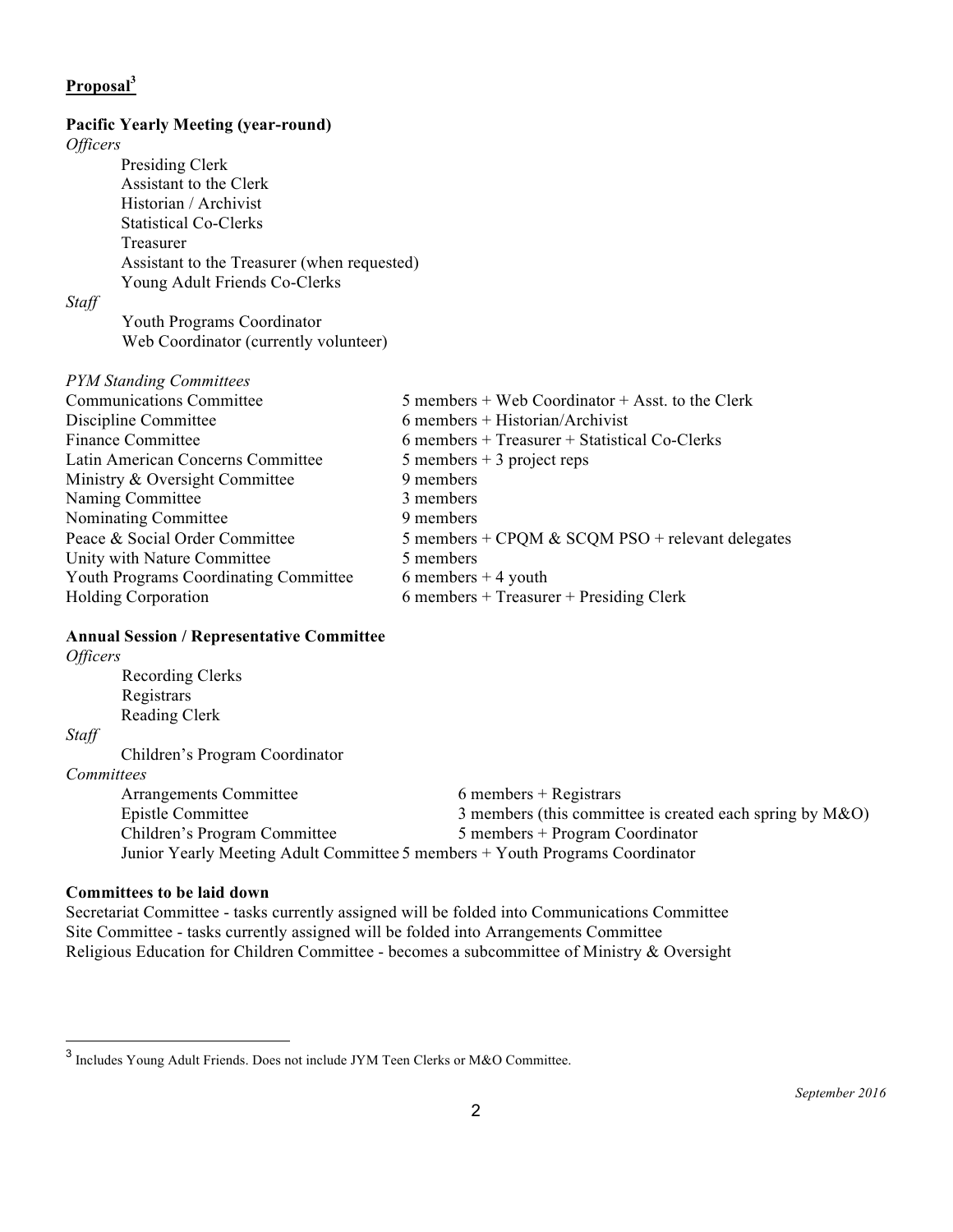## **Proposal**[3]

**Pacific Yearly Meeting (year-round)**

*Officers*

- Presiding Clerk
- Assistant to the Clerk
- Historian / Archivist
- Statistical Co-Clerks
- Treasurer
- Assistant to the Treasurer (when requested)
- Young Adult Friends Co-Clerks

*Staff*

- Youth Programs Coordinator
- Web Coordinator (currently volunteer)

*PYM Standing Committees*

| Committee | Composition |
|---|---|
| Communications Committee | 5 members + Web Coordinator + Asst. to the Clerk |
| Discipline Committee | 6 members + Historian/Archivist |
| Finance Committee | 6 members + Treasurer + Statistical Co-Clerks |
| Latin American Concerns Committee | 5 members + 3 project reps |
| Ministry & Oversight Committee | 9 members |
| Naming Committee | 3 members |
| Nominating Committee | 9 members |
| Peace & Social Order Committee | 5 members + CPQM & SCQM PSO + relevant delegates |
| Unity with Nature Committee | 5 members |
| Youth Programs Coordinating Committee | 6 members + 4 youth |
| Holding Corporation | 6 members + Treasurer + Presiding Clerk |

**Annual Session / Representative Committee**

*Officers*

- Recording Clerks
- Registrars
- Reading Clerk

*Staff*

- Children's Program Coordinator

*Committees*

| Committee | Composition |
|---|---|
| Arrangements Committee | 6 members + Registrars |
| Epistle Committee | 3 members (this committee is created each spring by M&O) |
| Children's Program Committee | 5 members + Program Coordinator |
| Junior Yearly Meeting Adult Committee | 5 members + Youth Programs Coordinator |

**Committees to be laid down**

Secretariat Committee - tasks currently assigned will be folded into Communications Committee
Site Committee - tasks currently assigned will be folded into Arrangements Committee
Religious Education for Children Committee - becomes a subcommittee of Ministry & Oversight

---

[3] Includes Young Adult Friends. Does not include JYM Teen Clerks or M&O Committee.

*September 2016*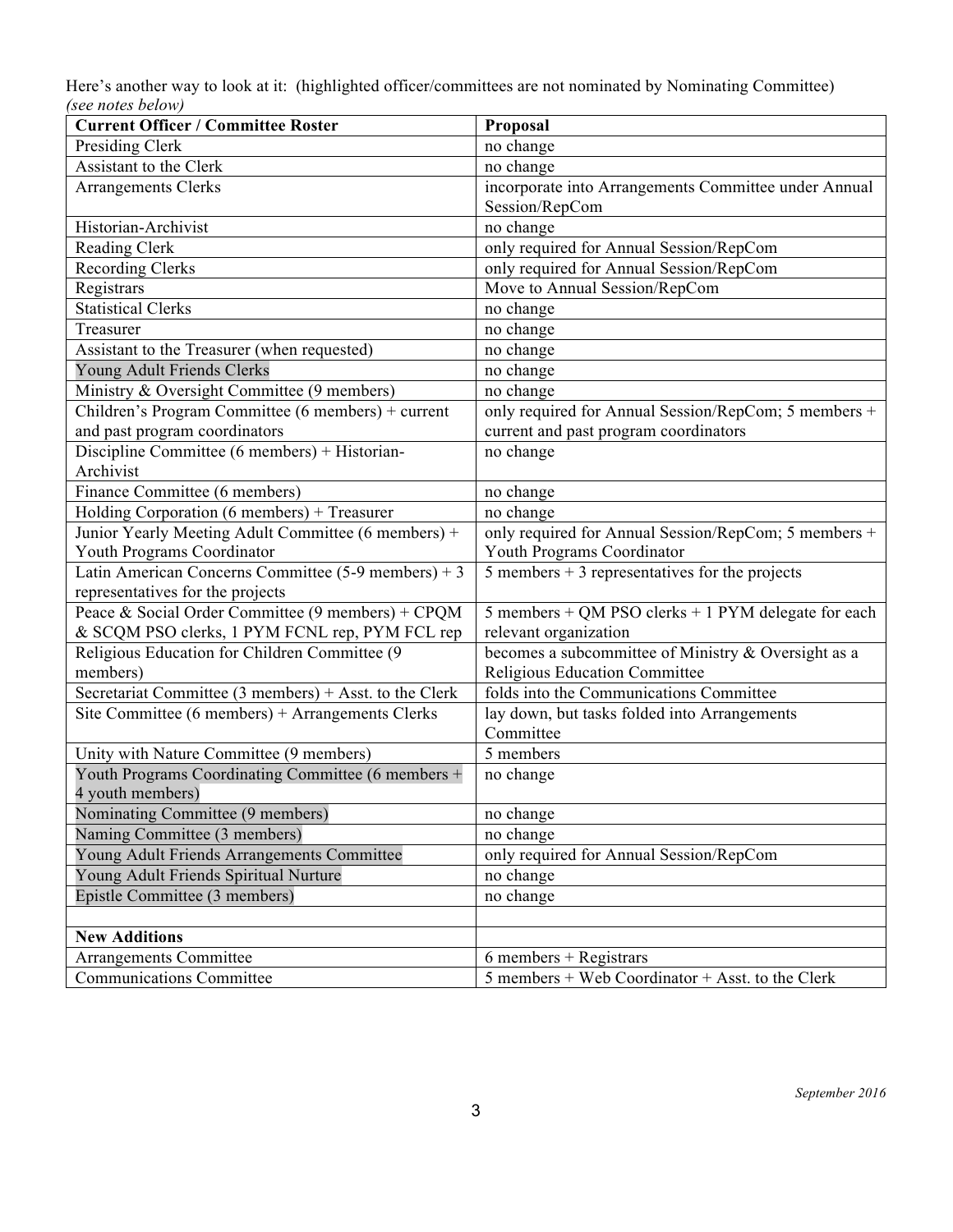Here's another way to look at it: (highlighted officer/committees are not nominated by Nominating Committee) *(see notes below)*

| **Current Officer / Committee Roster** | **Proposal** |
|---|---|
| Presiding Clerk | no change |
| Assistant to the Clerk | no change |
| Arrangements Clerks | incorporate into Arrangements Committee under Annual Session/RepCom |
| Historian-Archivist | no change |
| Reading Clerk | only required for Annual Session/RepCom |
| Recording Clerks | only required for Annual Session/RepCom |
| Registrars | Move to Annual Session/RepCom |
| Statistical Clerks | no change |
| Treasurer | no change |
| Assistant to the Treasurer (when requested) | no change |
| Young Adult Friends Clerks | no change |
| Ministry & Oversight Committee (9 members) | no change |
| Children's Program Committee (6 members) + current and past program coordinators | only required for Annual Session/RepCom; 5 members + current and past program coordinators |
| Discipline Committee (6 members) + Historian-Archivist | no change |
| Finance Committee (6 members) | no change |
| Holding Corporation (6 members) + Treasurer | no change |
| Junior Yearly Meeting Adult Committee (6 members) + Youth Programs Coordinator | only required for Annual Session/RepCom; 5 members + Youth Programs Coordinator |
| Latin American Concerns Committee (5-9 members) + 3 representatives for the projects | 5 members + 3 representatives for the projects |
| Peace & Social Order Committee (9 members) + CPQM & SCQM PSO clerks, 1 PYM FCNL rep, PYM FCL rep | 5 members + QM PSO clerks + 1 PYM delegate for each relevant organization |
| Religious Education for Children Committee (9 members) | becomes a subcommittee of Ministry & Oversight as a Religious Education Committee |
| Secretariat Committee (3 members) + Asst. to the Clerk | folds into the Communications Committee |
| Site Committee (6 members) + Arrangements Clerks | lay down, but tasks folded into Arrangements Committee |
| Unity with Nature Committee (9 members) | 5 members |
| Youth Programs Coordinating Committee (6 members + 4 youth members) | no change |
| Nominating Committee (9 members) | no change |
| Naming Committee (3 members) | no change |
| Young Adult Friends Arrangements Committee | only required for Annual Session/RepCom |
| Young Adult Friends Spiritual Nurture | no change |
| Epistle Committee (3 members) | no change |
| | |
| **New Additions** | |
| Arrangements Committee | 6 members + Registrars |
| Communications Committee | 5 members + Web Coordinator + Asst. to the Clerk |

*September 2016*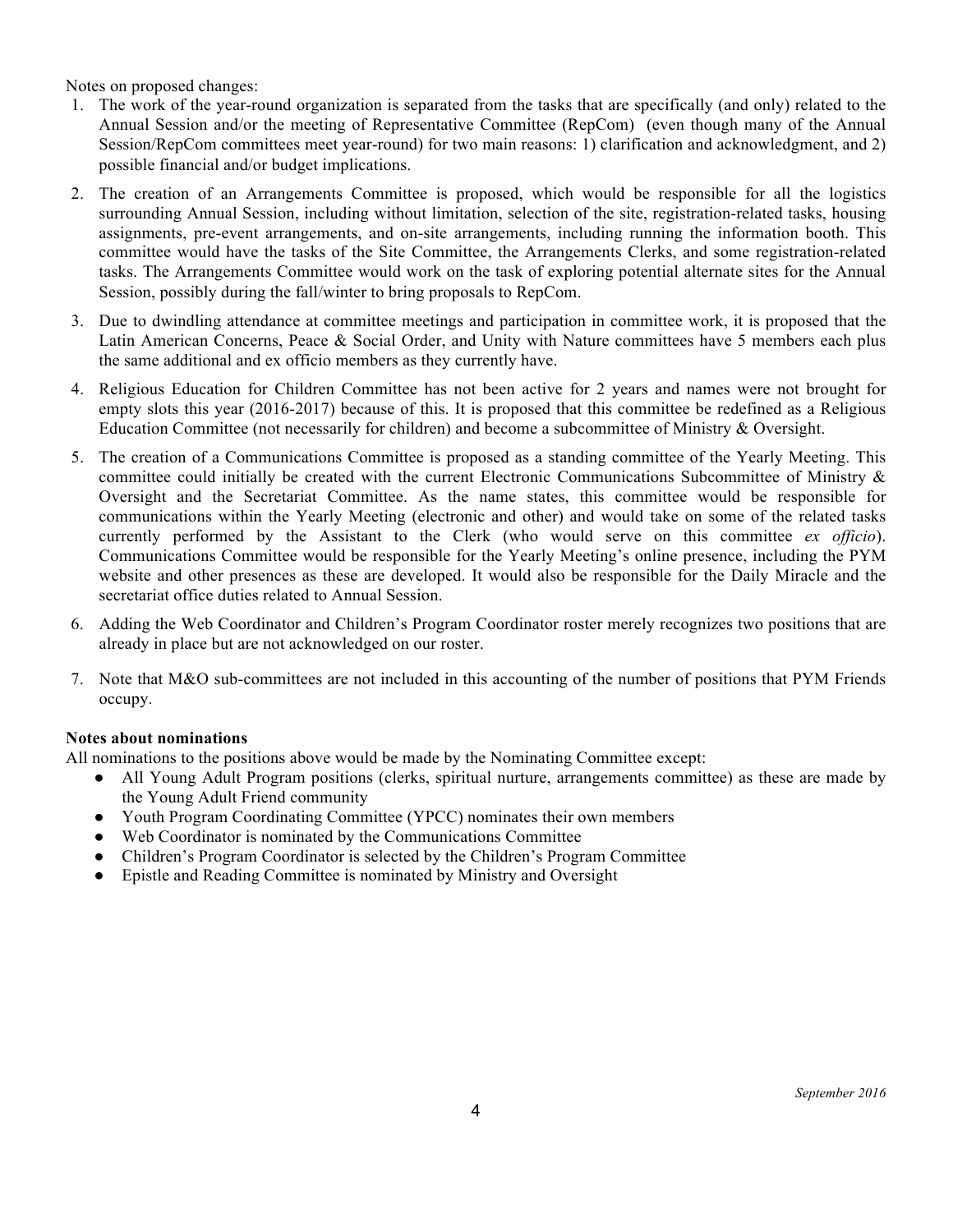Notes on proposed changes:

1. The work of the year-round organization is separated from the tasks that are specifically (and only) related to the Annual Session and/or the meeting of Representative Committee (RepCom) (even though many of the Annual Session/RepCom committees meet year-round) for two main reasons: 1) clarification and acknowledgment, and 2) possible financial and/or budget implications.
2. The creation of an Arrangements Committee is proposed, which would be responsible for all the logistics surrounding Annual Session, including without limitation, selection of the site, registration-related tasks, housing assignments, pre-event arrangements, and on-site arrangements, including running the information booth. This committee would have the tasks of the Site Committee, the Arrangements Clerks, and some registration-related tasks. The Arrangements Committee would work on the task of exploring potential alternate sites for the Annual Session, possibly during the fall/winter to bring proposals to RepCom.
3. Due to dwindling attendance at committee meetings and participation in committee work, it is proposed that the Latin American Concerns, Peace & Social Order, and Unity with Nature committees have 5 members each plus the same additional and ex officio members as they currently have.
4. Religious Education for Children Committee has not been active for 2 years and names were not brought for empty slots this year (2016-2017) because of this. It is proposed that this committee be redefined as a Religious Education Committee (not necessarily for children) and become a subcommittee of Ministry & Oversight.
5. The creation of a Communications Committee is proposed as a standing committee of the Yearly Meeting. This committee could initially be created with the current Electronic Communications Subcommittee of Ministry & Oversight and the Secretariat Committee. As the name states, this committee would be responsible for communications within the Yearly Meeting (electronic and other) and would take on some of the related tasks currently performed by the Assistant to the Clerk (who would serve on this committee *ex officio*). Communications Committee would be responsible for the Yearly Meeting's online presence, including the PYM website and other presences as these are developed. It would also be responsible for the Daily Miracle and the secretariat office duties related to Annual Session.
6. Adding the Web Coordinator and Children's Program Coordinator roster merely recognizes two positions that are already in place but are not acknowledged on our roster.
7. Note that M&O sub-committees are not included in this accounting of the number of positions that PYM Friends occupy.

**Notes about nominations**

All nominations to the positions above would be made by the Nominating Committee except:

- All Young Adult Program positions (clerks, spiritual nurture, arrangements committee) as these are made by the Young Adult Friend community
- Youth Program Coordinating Committee (YPCC) nominates their own members
- Web Coordinator is nominated by the Communications Committee
- Children's Program Coordinator is selected by the Children's Program Committee
- Epistle and Reading Committee is nominated by Ministry and Oversight

*September 2016*